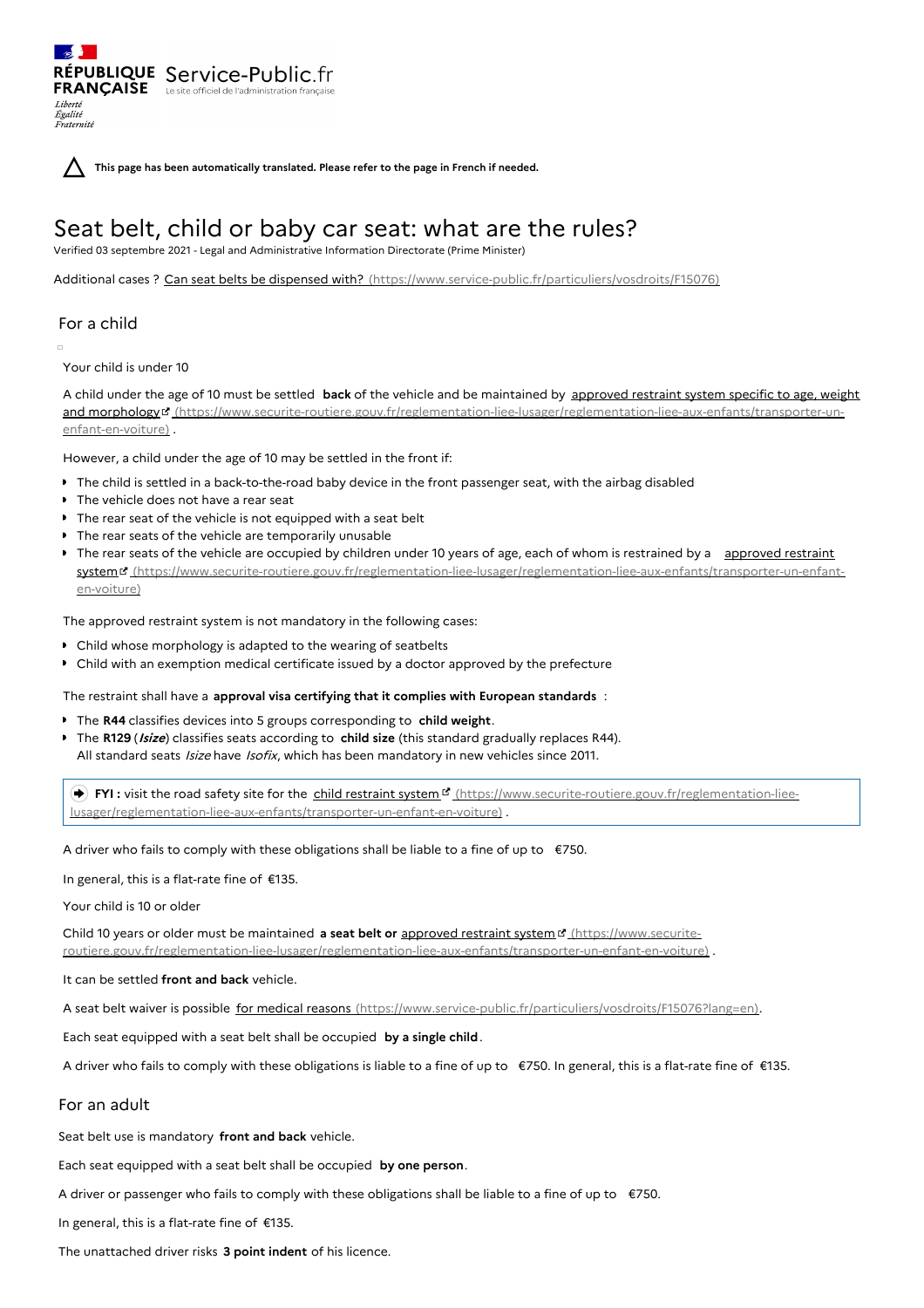**This page has been automatically translated. Please refer to the page in French if needed.**

# Seat belt, child or baby car seat: what are the rules?

Verified 03 septembre 2021 - Legal and Administrative Information Directorate (Prime Minister)

Additional cases ? Can seat belts be dispensed with? (https://www.service-public.fr/particuliers/vosdroits/F15076)

## For a child

Your child is under 10

A child under the age of 10 must be settled **back** of the vehicle and be maintained by approved restraint system specific to age, weight and morphology (https://www.securite-routiere.gouv.fr/reglementation-liee-lusager/reglementation-liee-aux-enfants/transporter-un-enfant-en-voiture) .

However, a child under the age of 10 may be settled in the front if:

- The child is settled in a back-to-the-road baby device in the front passenger seat, with the airbag disabled
- The vehicle does not have a rear seat
- The rear seat of the vehicle is not equipped with a seat belt
- The rear seats of the vehicle are temporarily unusable
- The rear seats of the vehicle are occupied by children under 10 years of age, each of whom is restrained by a approved restraint system (https://www.securite-routiere.gouv.fr/reglementation-liee-lusager/reglementation-liee-aux-enfants/transporter-un-enfant-en-voiture)

The approved restraint system is not mandatory in the following cases:

- Child whose morphology is adapted to the wearing of seatbelts
- Child with an exemption medical certificate issued by a doctor approved by the prefecture

The restraint shall have a **approval visa certifying that it complies with European standards** :

- The **R44** classifies devices into 5 groups corresponding to **child weight**.
- The **R129** (***Isize***) classifies seats according to **child size** (this standard gradually replaces R44).
  All standard seats *Isize* have *Isofix*, which has been mandatory in new vehicles since 2011.

> **FYI :** visit the road safety site for the child restraint system (https://www.securite-routiere.gouv.fr/reglementation-liee-lusager/reglementation-liee-aux-enfants/transporter-un-enfant-en-voiture) .

A driver who fails to comply with these obligations shall be liable to a fine of up to €750.

In general, this is a flat-rate fine of €135.

Your child is 10 or older

Child 10 years or older must be maintained **a seat belt or** approved restraint system (https://www.securite-routiere.gouv.fr/reglementation-liee-lusager/reglementation-liee-aux-enfants/transporter-un-enfant-en-voiture) .

It can be settled **front and back** vehicle.

A seat belt waiver is possible for medical reasons (https://www.service-public.fr/particuliers/vosdroits/F15076?lang=en).

Each seat equipped with a seat belt shall be occupied **by a single child**.

A driver who fails to comply with these obligations is liable to a fine of up to €750. In general, this is a flat-rate fine of €135.

## For an adult

Seat belt use is mandatory **front and back** vehicle.

Each seat equipped with a seat belt shall be occupied **by one person**.

A driver or passenger who fails to comply with these obligations shall be liable to a fine of up to €750.

In general, this is a flat-rate fine of €135.

The unattached driver risks **3 point indent** of his licence.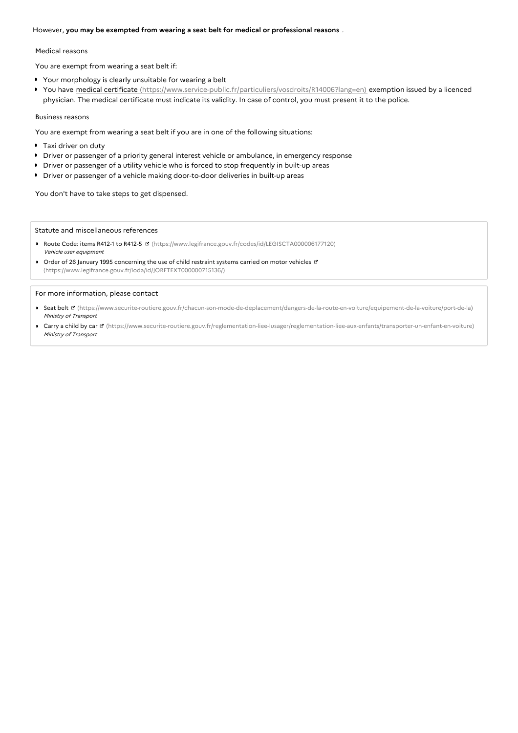However, **you may be exempted from wearing a seat belt for medical or professional reasons** .

### Medical reasons

You are exempt from wearing a seat belt if:

- Your morphology is clearly unsuitable for wearing a belt
- You have medical certificate (https://www.service-public.fr/particuliers/vosdroits/R14006?lang=en) exemption issued by a licenced physician. The medical certificate must indicate its validity. In case of control, you must present it to the police.

### Business reasons

You are exempt from wearing a seat belt if you are in one of the following situations:

- Taxi driver on duty
- Driver or passenger of a priority general interest vehicle or ambulance, in emergency response
- Driver or passenger of a utility vehicle who is forced to stop frequently in built-up areas
- Driver or passenger of a vehicle making door-to-door deliveries in built-up areas

You don't have to take steps to get dispensed.

## Statute and miscellaneous references

- Route Code: items R412-1 to R412-5 (https://www.legifrance.gouv.fr/codes/id/LEGISCTA000006177120)
  *Vehicle user equipment*
- Order of 26 January 1995 concerning the use of child restraint systems carried on motor vehicles (https://www.legifrance.gouv.fr/loda/id/JORFTEXT000000715136/)

## For more information, please contact

- Seat belt (https://www.securite-routiere.gouv.fr/chacun-son-mode-de-deplacement/dangers-de-la-route-en-voiture/equipement-de-la-voiture/port-de-la)
  *Ministry of Transport*
- Carry a child by car (https://www.securite-routiere.gouv.fr/reglementation-liee-lusager/reglementation-liee-aux-enfants/transporter-un-enfant-en-voiture)
  *Ministry of Transport*